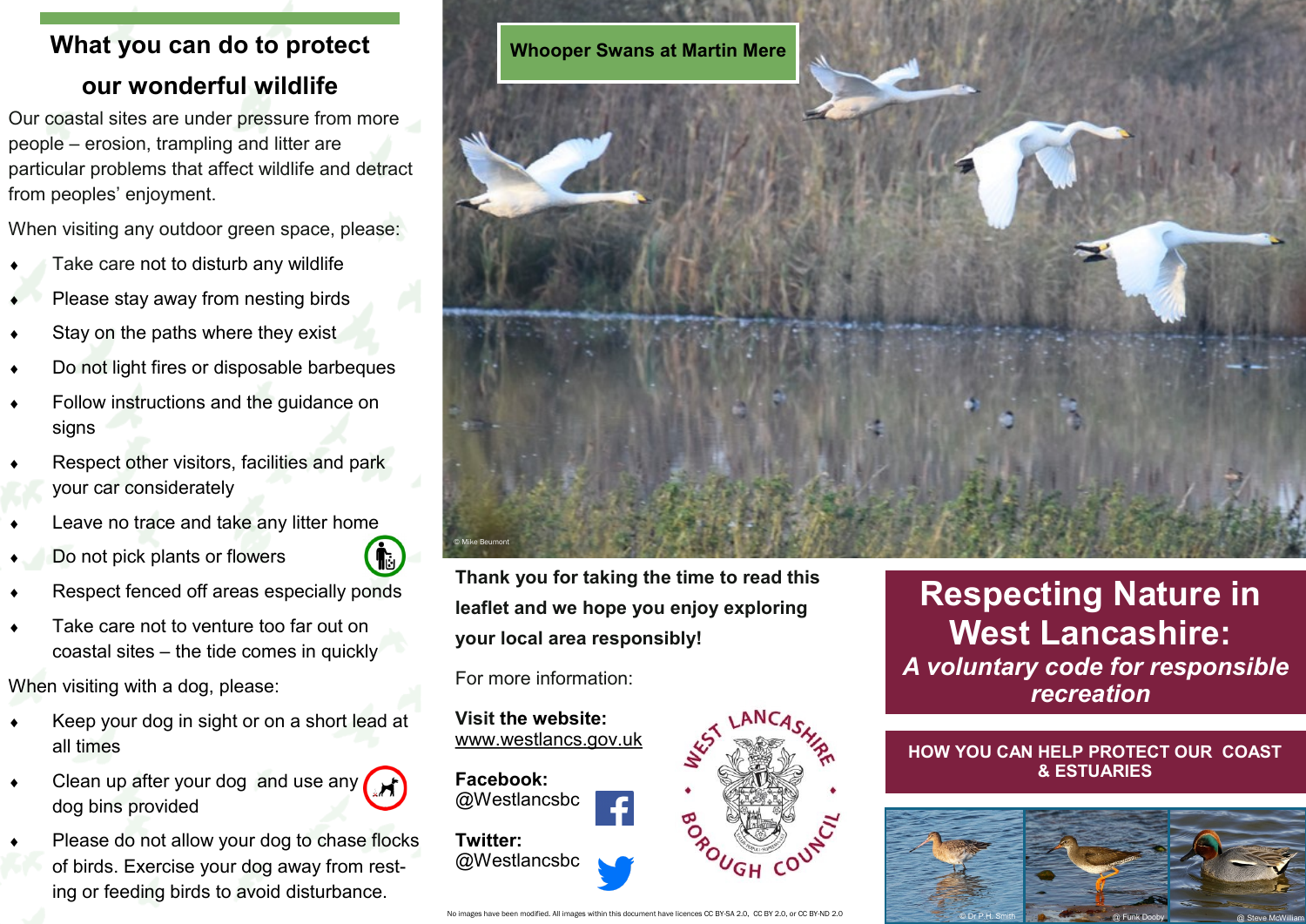## What you can do to protect our wonderful wildlife

Our coastal sites are under pressure from more people – erosion, trampling and litter are particular problems that affect wildlife and detract from peoples' enjoyment.

When visiting any outdoor green space, please:

- Take care not to disturb any wildlife
- Please stay away from nesting birds
- Stay on the paths where they exist
- Do not light fires or disposable barbeques
- Follow instructions and the guidance on signs
- Respect other visitors, facilities and park your car considerately
- Leave no trace and take any litter home
- Do not pick plants or flowers
- Respect fenced off areas especially ponds
- Take care not to venture too far out on coastal sites – the tide comes in quickly

When visiting with a dog, please:

- Keep your dog in sight or on a short lead at all times
- Clean up after your dog and use any dog bins provided
- Please do not allow your dog to chase flocks of birds. Exercise your dog away from resting or feeding birds to avoid disturbance.

**Whooper Swans at Martin Mere**

© Mike Beumont

**Thank you for taking the time to read this leaflet and we hope you enjoy exploring your local area responsibly!**

For more information:

**Visit the website:**
www.westlancs.gov.uk

**Facebook:**
@Westlancsbc

**Twitter:**
@Westlancsbc

WEST LANCASHIRE BOROUGH COUNCIL

No images have been modified. All images within this document have licences CC BY-SA 2.0, CC BY 2.0, or CC BY-ND 2.0

# Respecting Nature in West Lancashire:

***A voluntary code for responsible recreation***

**HOW YOU CAN HELP PROTECT OUR COAST & ESTUARIES**

© Dr P H. Smith   @ Funk Dooby   @ Steve McWilliam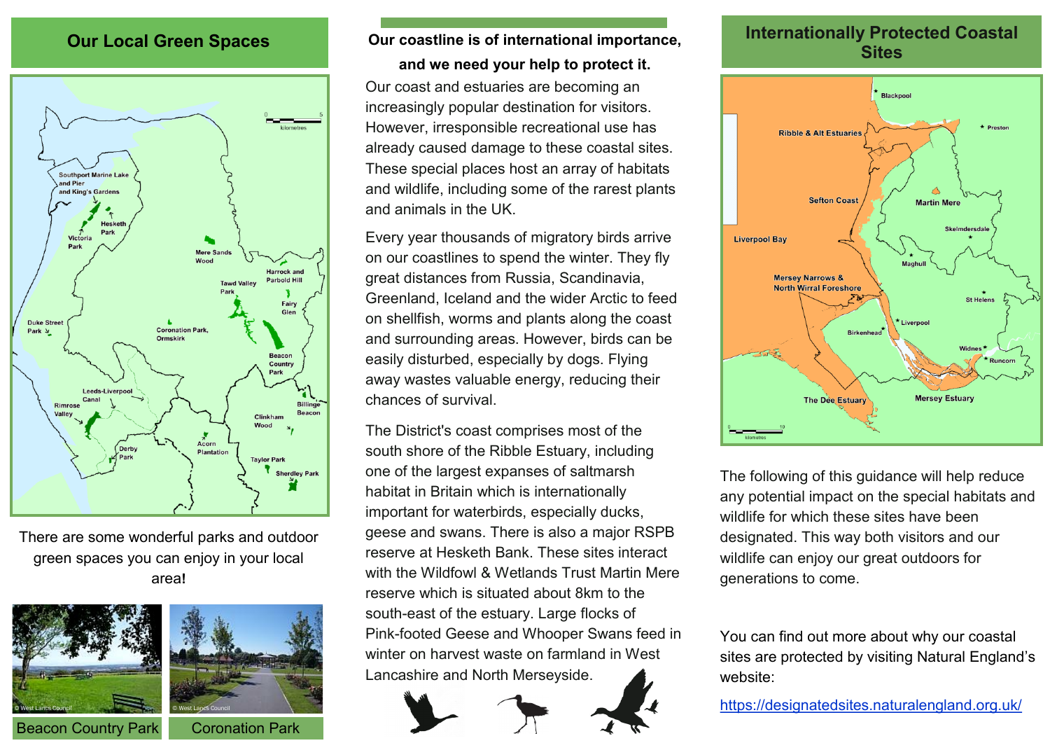## Our Local Green Spaces

There are some wonderful parks and outdoor green spaces you can enjoy in your local area!

Beacon Country Park

Coronation Park

**Our coastline is of international importance, and we need your help to protect it.**

Our coast and estuaries are becoming an increasingly popular destination for visitors. However, irresponsible recreational use has already caused damage to these coastal sites. These special places host an array of habitats and wildlife, including some of the rarest plants and animals in the UK.

Every year thousands of migratory birds arrive on our coastlines to spend the winter. They fly great distances from Russia, Scandinavia, Greenland, Iceland and the wider Arctic to feed on shellfish, worms and plants along the coast and surrounding areas. However, birds can be easily disturbed, especially by dogs. Flying away wastes valuable energy, reducing their chances of survival.

The District's coast comprises most of the south shore of the Ribble Estuary, including one of the largest expanses of saltmarsh habitat in Britain which is internationally important for waterbirds, especially ducks, geese and swans. There is also a major RSPB reserve at Hesketh Bank. These sites interact with the Wildfowl & Wetlands Trust Martin Mere reserve which is situated about 8km to the south-east of the estuary. Large flocks of Pink-footed Geese and Whooper Swans feed in winter on harvest waste on farmland in West Lancashire and North Merseyside.

## Internationally Protected Coastal Sites

The following of this guidance will help reduce any potential impact on the special habitats and wildlife for which these sites have been designated. This way both visitors and our wildlife can enjoy our great outdoors for generations to come.

You can find out more about why our coastal sites are protected by visiting Natural England's website:

https://designatedsites.naturalengland.org.uk/